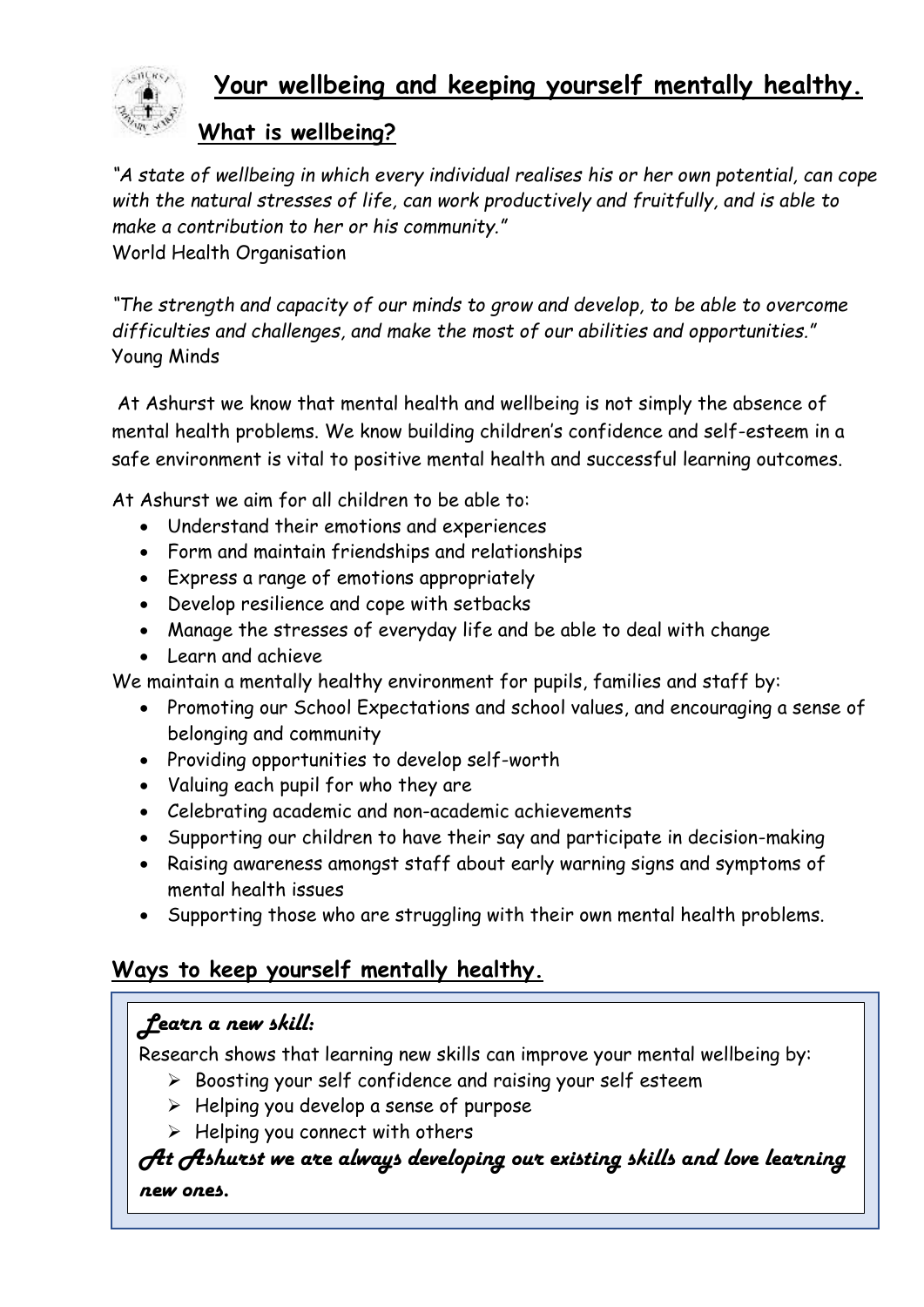# Your wellbeing and keeping yourself mentally healthy.

## What is wellbeing?

*"A state of wellbeing in which every individual realises his or her own potential, can cope with the natural stresses of life, can work productively and fruitfully, and is able to make a contribution to her or his community."*
World Health Organisation

*"The strength and capacity of our minds to grow and develop, to be able to overcome difficulties and challenges, and make the most of our abilities and opportunities."*
Young Minds

At Ashurst we know that mental health and wellbeing is not simply the absence of mental health problems. We know building children's confidence and self-esteem in a safe environment is vital to positive mental health and successful learning outcomes.

At Ashurst we aim for all children to be able to:

- Understand their emotions and experiences
- Form and maintain friendships and relationships
- Express a range of emotions appropriately
- Develop resilience and cope with setbacks
- Manage the stresses of everyday life and be able to deal with change
- Learn and achieve

We maintain a mentally healthy environment for pupils, families and staff by:

- Promoting our School Expectations and school values, and encouraging a sense of belonging and community
- Providing opportunities to develop self-worth
- Valuing each pupil for who they are
- Celebrating academic and non-academic achievements
- Supporting our children to have their say and participate in decision-making
- Raising awareness amongst staff about early warning signs and symptoms of mental health issues
- Supporting those who are struggling with their own mental health problems.

## Ways to keep yourself mentally healthy.

***Learn a new skill:***

Research shows that learning new skills can improve your mental wellbeing by:

- Boosting your self confidence and raising your self esteem
- Helping you develop a sense of purpose
- Helping you connect with others

***At Ashurst we are always developing our existing skills and love learning new ones.***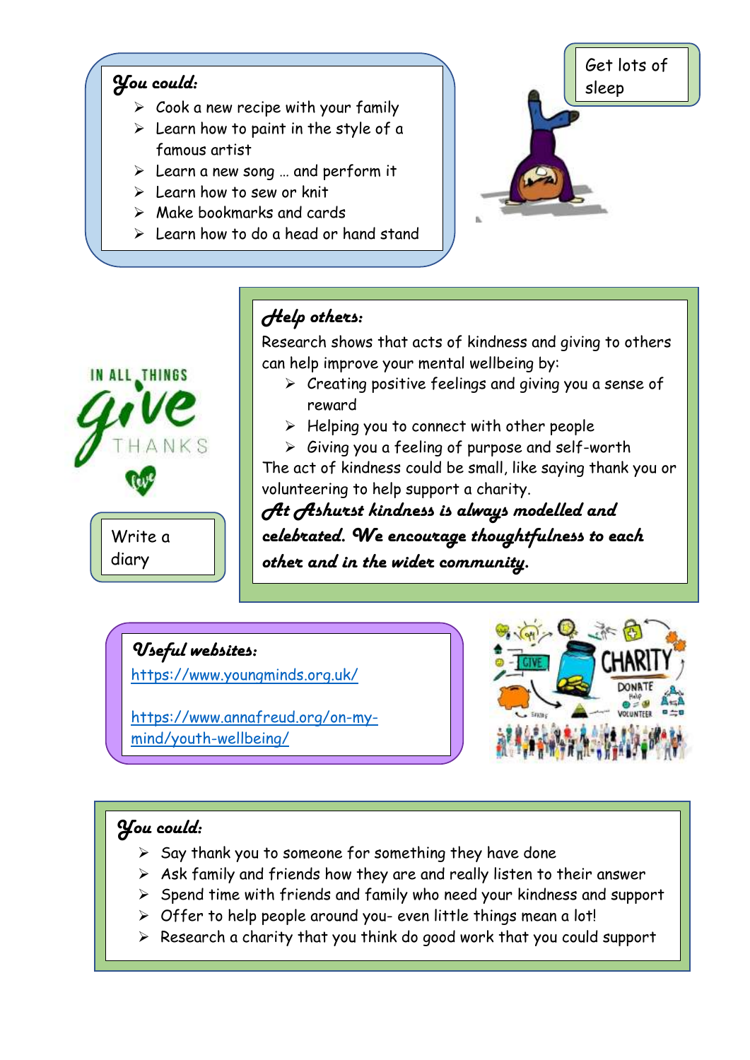### You could:

- Cook a new recipe with your family
- Learn how to paint in the style of a famous artist
- Learn a new song … and perform it
- Learn how to sew or knit
- Make bookmarks and cards
- Learn how to do a head or hand stand

Get lots of sleep

### Help others:

Research shows that acts of kindness and giving to others can help improve your mental wellbeing by:

- Creating positive feelings and giving you a sense of reward
- Helping you to connect with other people
- Giving you a feeling of purpose and self-worth

The act of kindness could be small, like saying thank you or volunteering to help support a charity.

***At Ashurst kindness is always modelled and celebrated. We encourage thoughtfulness to each other and in the wider community.***

Write a diary

### Useful websites:

https://www.youngminds.org.uk/

https://www.annafreud.org/on-my-mind/youth-wellbeing/

### You could:

- Say thank you to someone for something they have done
- Ask family and friends how they are and really listen to their answer
- Spend time with friends and family who need your kindness and support
- Offer to help people around you- even little things mean a lot!
- Research a charity that you think do good work that you could support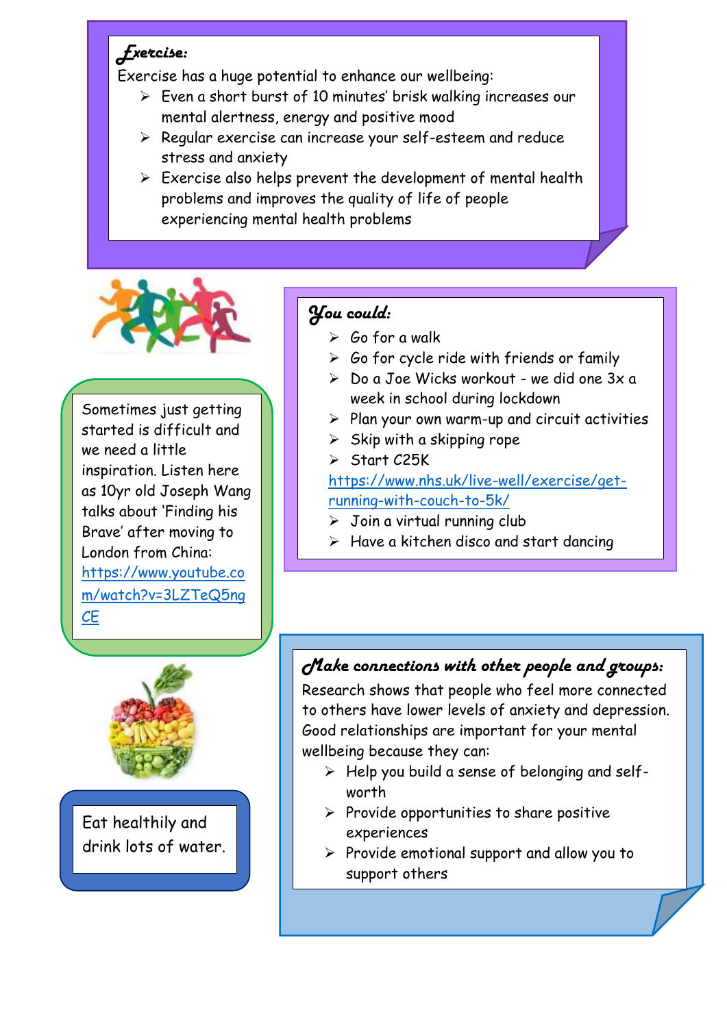### *Exercise:*

Exercise has a huge potential to enhance our wellbeing:

- Even a short burst of 10 minutes' brisk walking increases our mental alertness, energy and positive mood
- Regular exercise can increase your self-esteem and reduce stress and anxiety
- Exercise also helps prevent the development of mental health problems and improves the quality of life of people experiencing mental health problems

### *You could:*

- Go for a walk
- Go for cycle ride with friends or family
- Do a Joe Wicks workout - we did one 3x a week in school during lockdown
- Plan your own warm-up and circuit activities
- Skip with a skipping rope
- Start C25K https://www.nhs.uk/live-well/exercise/get-running-with-couch-to-5k/
- Join a virtual running club
- Have a kitchen disco and start dancing

Sometimes just getting started is difficult and we need a little inspiration. Listen here as 10yr old Joseph Wang talks about 'Finding his Brave' after moving to London from China: https://www.youtube.com/watch?v=3LZTeQ5ngCE

Eat healthily and drink lots of water.

### *Make connections with other people and groups:*

Research shows that people who feel more connected to others have lower levels of anxiety and depression. Good relationships are important for your mental wellbeing because they can:

- Help you build a sense of belonging and self-worth
- Provide opportunities to share positive experiences
- Provide emotional support and allow you to support others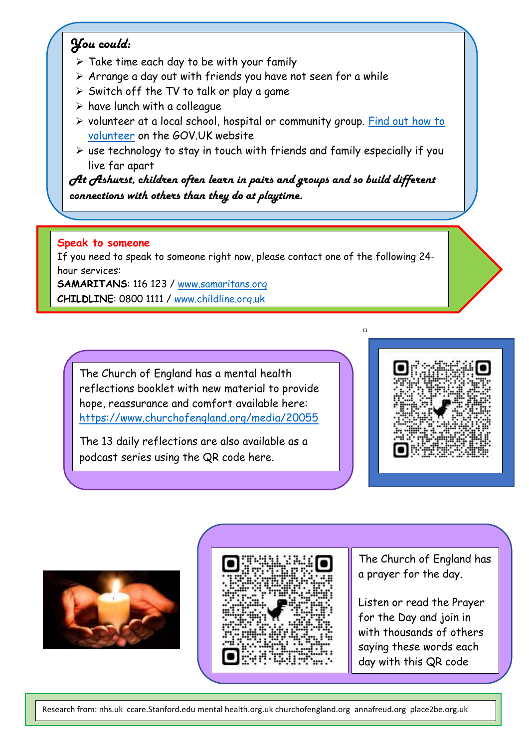**You could:**

- Take time each day to be with your family
- Arrange a day out with friends you have not seen for a while
- Switch off the TV to talk or play a game
- have lunch with a colleague
- volunteer at a local school, hospital or community group. Find out how to volunteer on the GOV.UK website
- use technology to stay in touch with friends and family especially if you live far apart

***At Ashurst, children often learn in pairs and groups and so build different connections with others than they do at playtime.***

**Speak to someone**

If you need to speak to someone right now, please contact one of the following 24-hour services:

**SAMARITANS**: 116 123 / www.samaritans.org

**CHILDLINE**: 0800 1111 / www.childline.org.uk

The Church of England has a mental health reflections booklet with new material to provide hope, reassurance and comfort available here: https://www.churchofengland.org/media/20055

The 13 daily reflections are also available as a podcast series using the QR code here.

The Church of England has a prayer for the day.

Listen or read the Prayer for the Day and join in with thousands of others saying these words each day with this QR code

Research from: nhs.uk ccare.Stanford.edu mental health.org.uk churchofengland.org annafreud.org place2be.org.uk